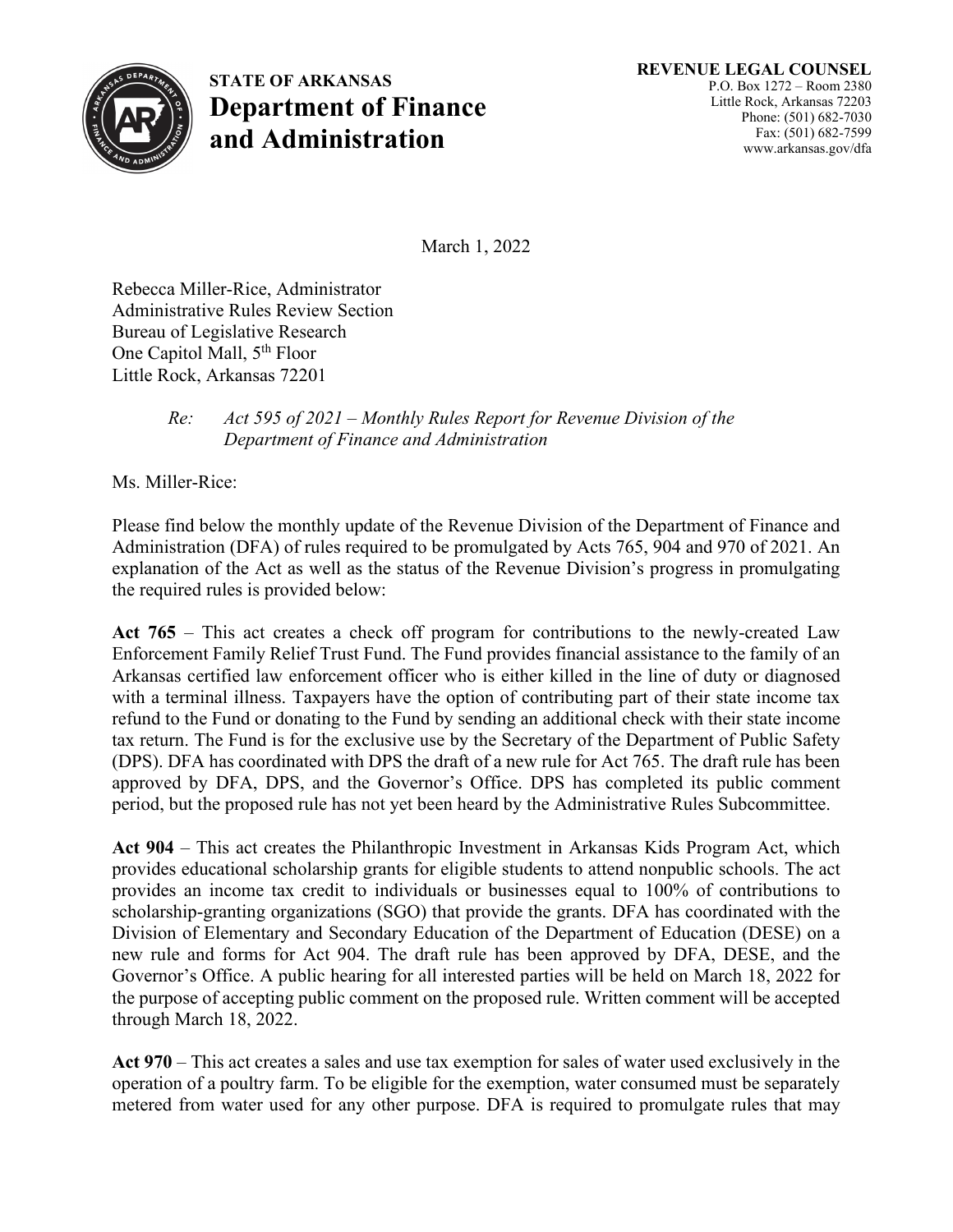**STATE OF ARKANSAS**
**Department of Finance and Administration**

**REVENUE LEGAL COUNSEL**
P.O. Box 1272 – Room 2380
Little Rock, Arkansas 72203
Phone: (501) 682-7030
Fax: (501) 682-7599
www.arkansas.gov/dfa

March 1, 2022

Rebecca Miller-Rice, Administrator
Administrative Rules Review Section
Bureau of Legislative Research
One Capitol Mall, 5th Floor
Little Rock, Arkansas 72201

*Re: Act 595 of 2021 – Monthly Rules Report for Revenue Division of the Department of Finance and Administration*

Ms. Miller-Rice:

Please find below the monthly update of the Revenue Division of the Department of Finance and Administration (DFA) of rules required to be promulgated by Acts 765, 904 and 970 of 2021. An explanation of the Act as well as the status of the Revenue Division's progress in promulgating the required rules is provided below:

**Act 765** – This act creates a check off program for contributions to the newly-created Law Enforcement Family Relief Trust Fund. The Fund provides financial assistance to the family of an Arkansas certified law enforcement officer who is either killed in the line of duty or diagnosed with a terminal illness. Taxpayers have the option of contributing part of their state income tax refund to the Fund or donating to the Fund by sending an additional check with their state income tax return. The Fund is for the exclusive use by the Secretary of the Department of Public Safety (DPS). DFA has coordinated with DPS the draft of a new rule for Act 765. The draft rule has been approved by DFA, DPS, and the Governor's Office. DPS has completed its public comment period, but the proposed rule has not yet been heard by the Administrative Rules Subcommittee.

**Act 904** – This act creates the Philanthropic Investment in Arkansas Kids Program Act, which provides educational scholarship grants for eligible students to attend nonpublic schools. The act provides an income tax credit to individuals or businesses equal to 100% of contributions to scholarship-granting organizations (SGO) that provide the grants. DFA has coordinated with the Division of Elementary and Secondary Education of the Department of Education (DESE) on a new rule and forms for Act 904. The draft rule has been approved by DFA, DESE, and the Governor's Office. A public hearing for all interested parties will be held on March 18, 2022 for the purpose of accepting public comment on the proposed rule. Written comment will be accepted through March 18, 2022.

**Act 970** – This act creates a sales and use tax exemption for sales of water used exclusively in the operation of a poultry farm. To be eligible for the exemption, water consumed must be separately metered from water used for any other purpose. DFA is required to promulgate rules that may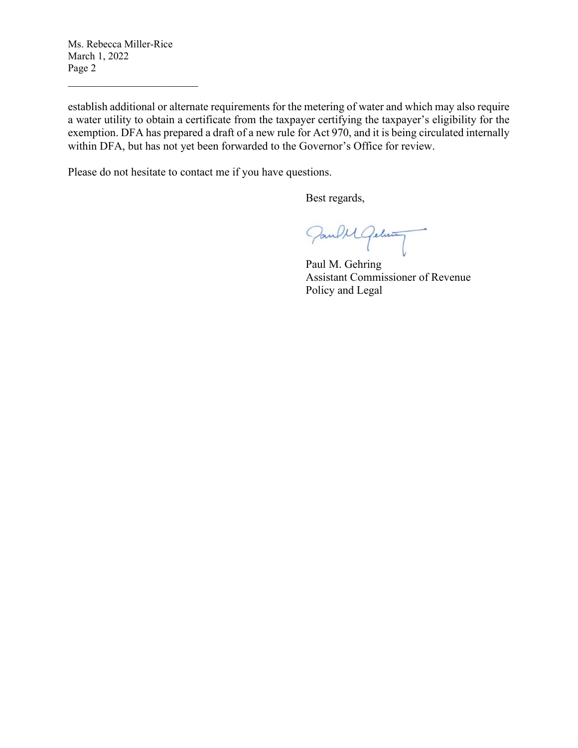establish additional or alternate requirements for the metering of water and which may also require a water utility to obtain a certificate from the taxpayer certifying the taxpayer's eligibility for the exemption. DFA has prepared a draft of a new rule for Act 970, and it is being circulated internally within DFA, but has not yet been forwarded to the Governor's Office for review.

Please do not hesitate to contact me if you have questions.

Best regards,

Paul M. Gehring
Assistant Commissioner of Revenue
Policy and Legal